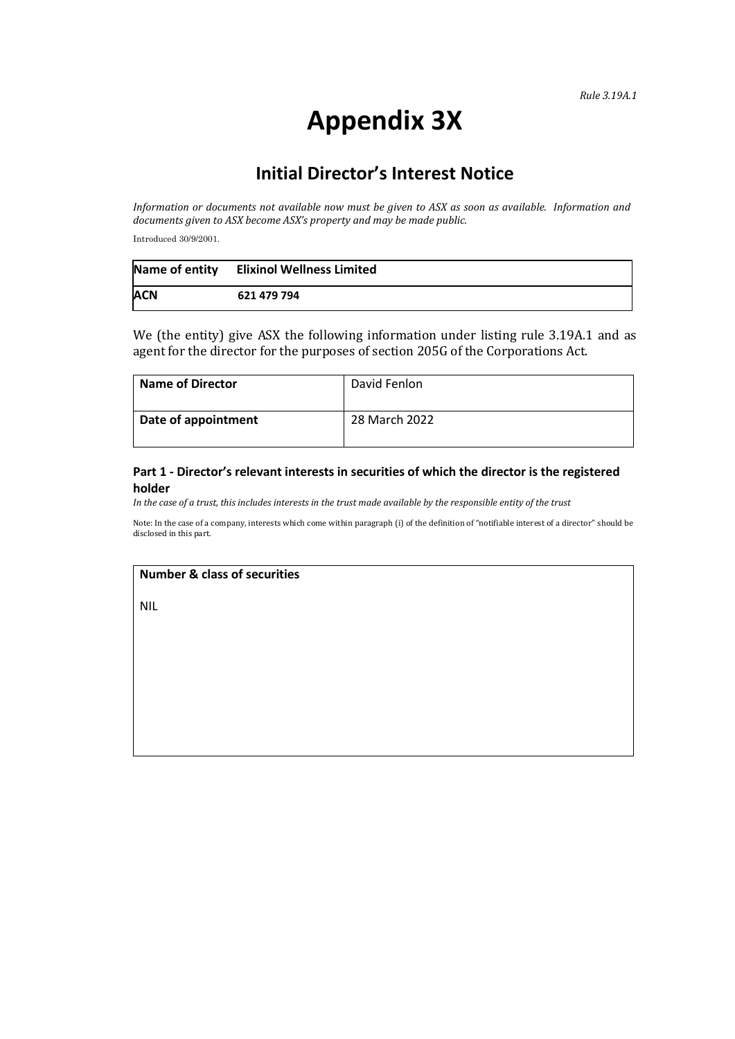*Rule 3.19A.1*

# Appendix 3X

## Initial Director's Interest Notice

*Information or documents not available now must be given to ASX as soon as available. Information and documents given to ASX become ASX's property and may be made public.*

Introduced 30/9/2001.

| **Name of entity** | **Elixinol Wellness Limited** |
|---|---|
| **ACN** | **621 479 794** |

We (the entity) give ASX the following information under listing rule 3.19A.1 and as agent for the director for the purposes of section 205G of the Corporations Act.

| **Name of Director** | David Fenlon |
|---|---|
| **Date of appointment** | 28 March 2022 |

### Part 1 - Director's relevant interests in securities of which the director is the registered holder

*In the case of a trust, this includes interests in the trust made available by the responsible entity of the trust*

Note: In the case of a company, interests which come within paragraph (i) of the definition of "notifiable interest of a director" should be disclosed in this part.

| **Number & class of securities** |
|---|
| NIL |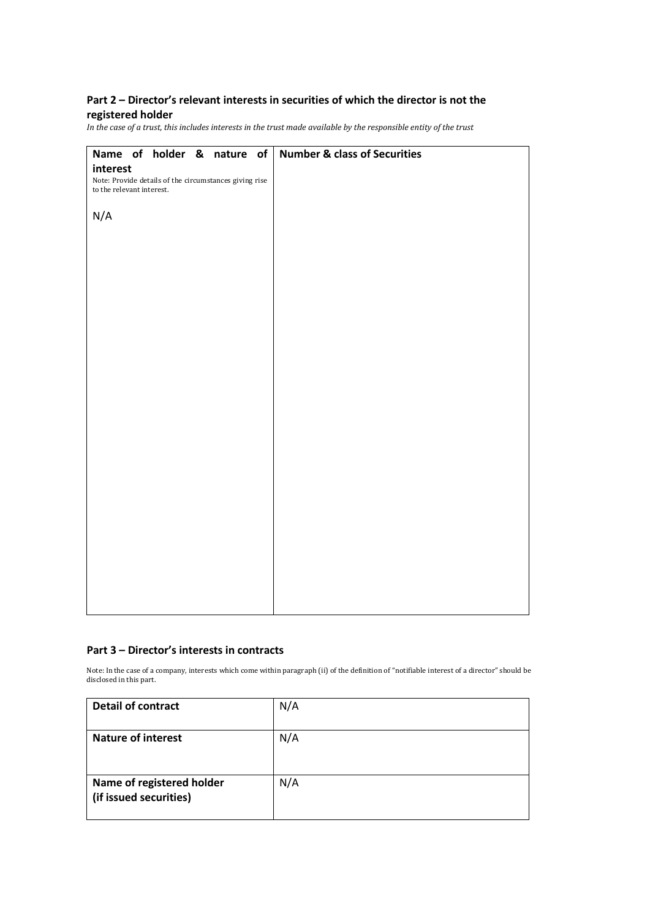## Part 2 – Director's relevant interests in securities of which the director is not the registered holder

*In the case of a trust, this includes interests in the trust made available by the responsible entity of the trust*

| **Name of holder & nature of interest**<br>Note: Provide details of the circumstances giving rise to the relevant interest. | **Number & class of Securities** |
|---|---|
| N/A | |

## Part 3 – Director's interests in contracts

Note: In the case of a company, interests which come within paragraph (ii) of the definition of "notifiable interest of a director" should be disclosed in this part.

| **Detail of contract** | N/A |
|---|---|
| **Nature of interest** | N/A |
| **Name of registered holder (if issued securities)** | N/A |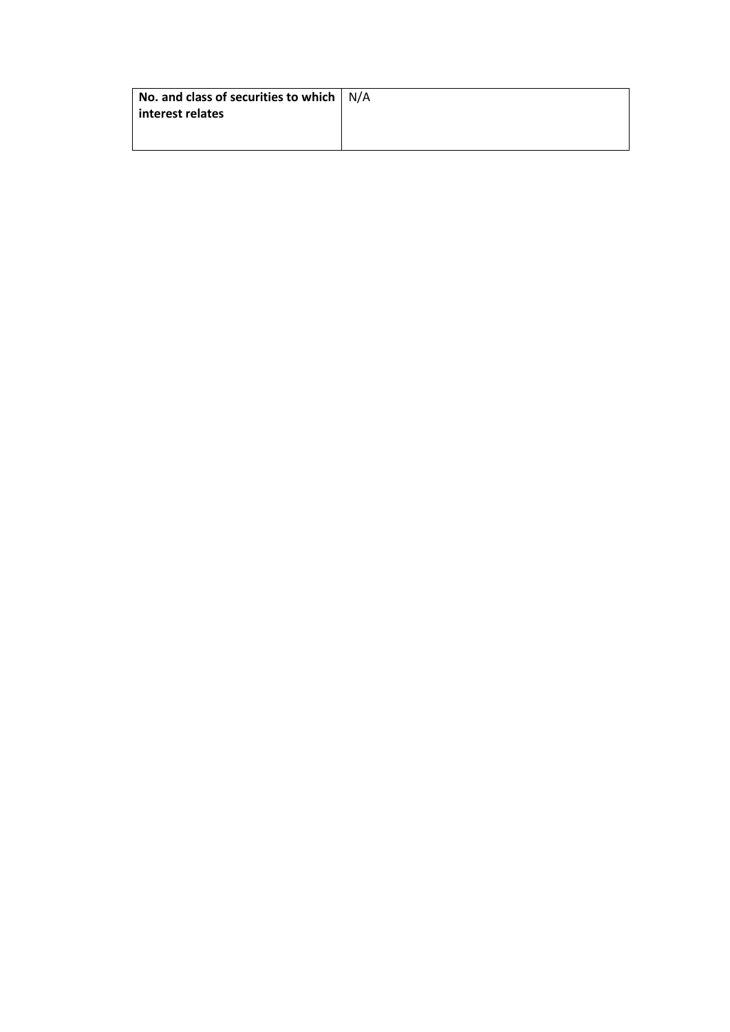| | |
|---|---|
| **No. and class of securities to which interest relates** | N/A |